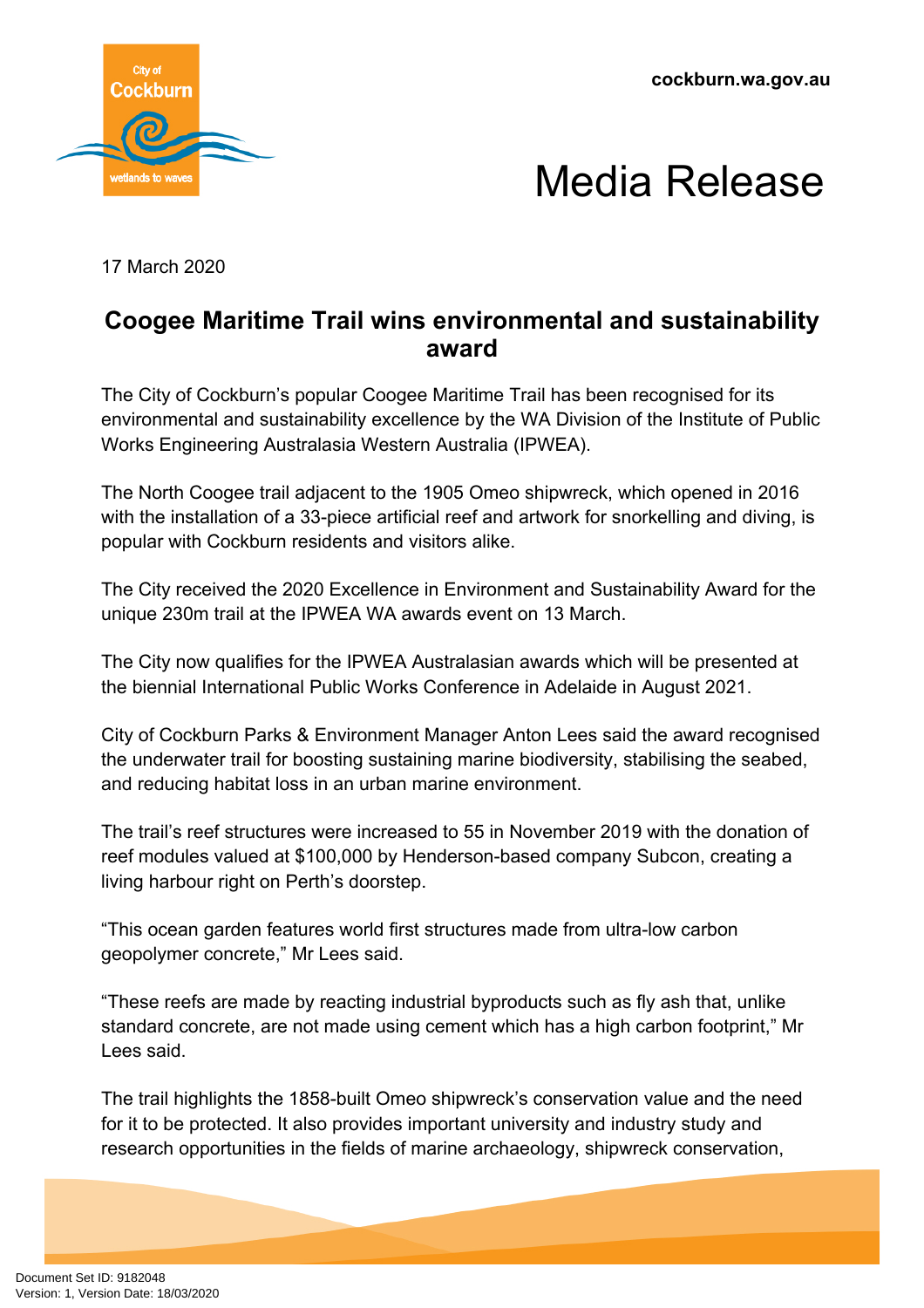cockburn.wa.gov.au

# Media Release

17 March 2020

## Coogee Maritime Trail wins environmental and sustainability award

The City of Cockburn's popular Coogee Maritime Trail has been recognised for its environmental and sustainability excellence by the WA Division of the Institute of Public Works Engineering Australasia Western Australia (IPWEA).

The North Coogee trail adjacent to the 1905 Omeo shipwreck, which opened in 2016 with the installation of a 33-piece artificial reef and artwork for snorkelling and diving, is popular with Cockburn residents and visitors alike.

The City received the 2020 Excellence in Environment and Sustainability Award for the unique 230m trail at the IPWEA WA awards event on 13 March.

The City now qualifies for the IPWEA Australasian awards which will be presented at the biennial International Public Works Conference in Adelaide in August 2021.

City of Cockburn Parks & Environment Manager Anton Lees said the award recognised the underwater trail for boosting sustaining marine biodiversity, stabilising the seabed, and reducing habitat loss in an urban marine environment.

The trail's reef structures were increased to 55 in November 2019 with the donation of reef modules valued at $100,000 by Henderson-based company Subcon, creating a living harbour right on Perth's doorstep.

"This ocean garden features world first structures made from ultra-low carbon geopolymer concrete," Mr Lees said.

"These reefs are made by reacting industrial byproducts such as fly ash that, unlike standard concrete, are not made using cement which has a high carbon footprint," Mr Lees said.

The trail highlights the 1858-built Omeo shipwreck's conservation value and the need for it to be protected. It also provides important university and industry study and research opportunities in the fields of marine archaeology, shipwreck conservation,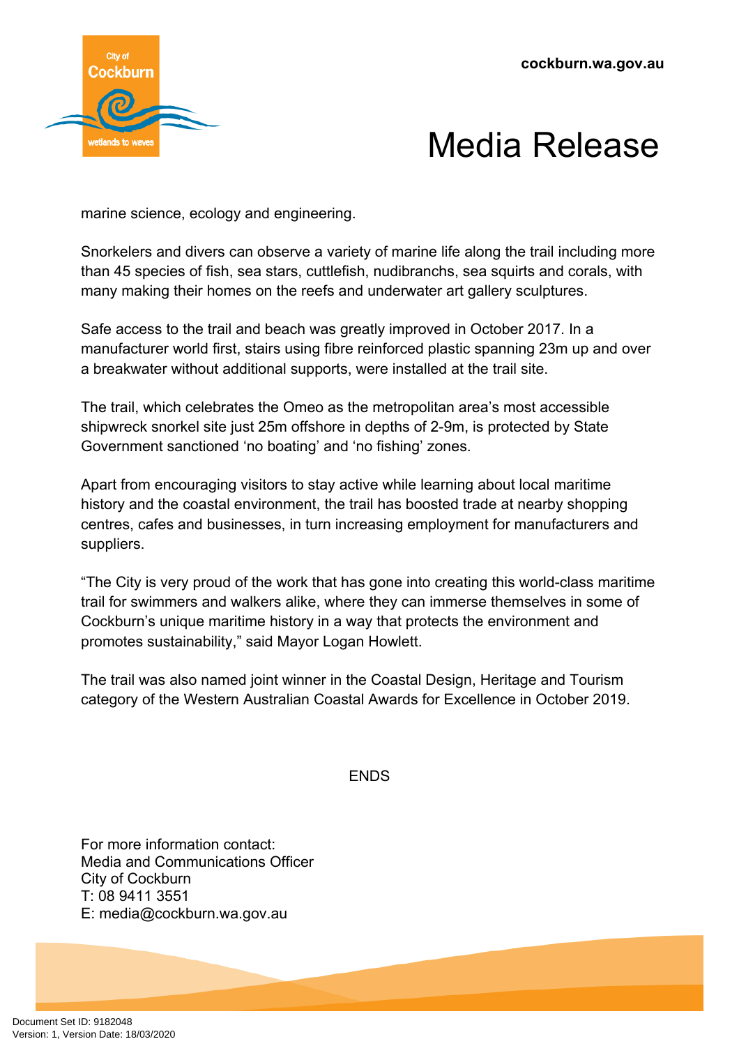marine science, ecology and engineering.

Snorkelers and divers can observe a variety of marine life along the trail including more than 45 species of fish, sea stars, cuttlefish, nudibranchs, sea squirts and corals, with many making their homes on the reefs and underwater art gallery sculptures.

Safe access to the trail and beach was greatly improved in October 2017. In a manufacturer world first, stairs using fibre reinforced plastic spanning 23m up and over a breakwater without additional supports, were installed at the trail site.

The trail, which celebrates the Omeo as the metropolitan area's most accessible shipwreck snorkel site just 25m offshore in depths of 2-9m, is protected by State Government sanctioned 'no boating' and 'no fishing' zones.

Apart from encouraging visitors to stay active while learning about local maritime history and the coastal environment, the trail has boosted trade at nearby shopping centres, cafes and businesses, in turn increasing employment for manufacturers and suppliers.

"The City is very proud of the work that has gone into creating this world-class maritime trail for swimmers and walkers alike, where they can immerse themselves in some of Cockburn's unique maritime history in a way that protects the environment and promotes sustainability," said Mayor Logan Howlett.

The trail was also named joint winner in the Coastal Design, Heritage and Tourism category of the Western Australian Coastal Awards for Excellence in October 2019.

ENDS

For more information contact:
Media and Communications Officer
City of Cockburn
T: 08 9411 3551
E: media@cockburn.wa.gov.au